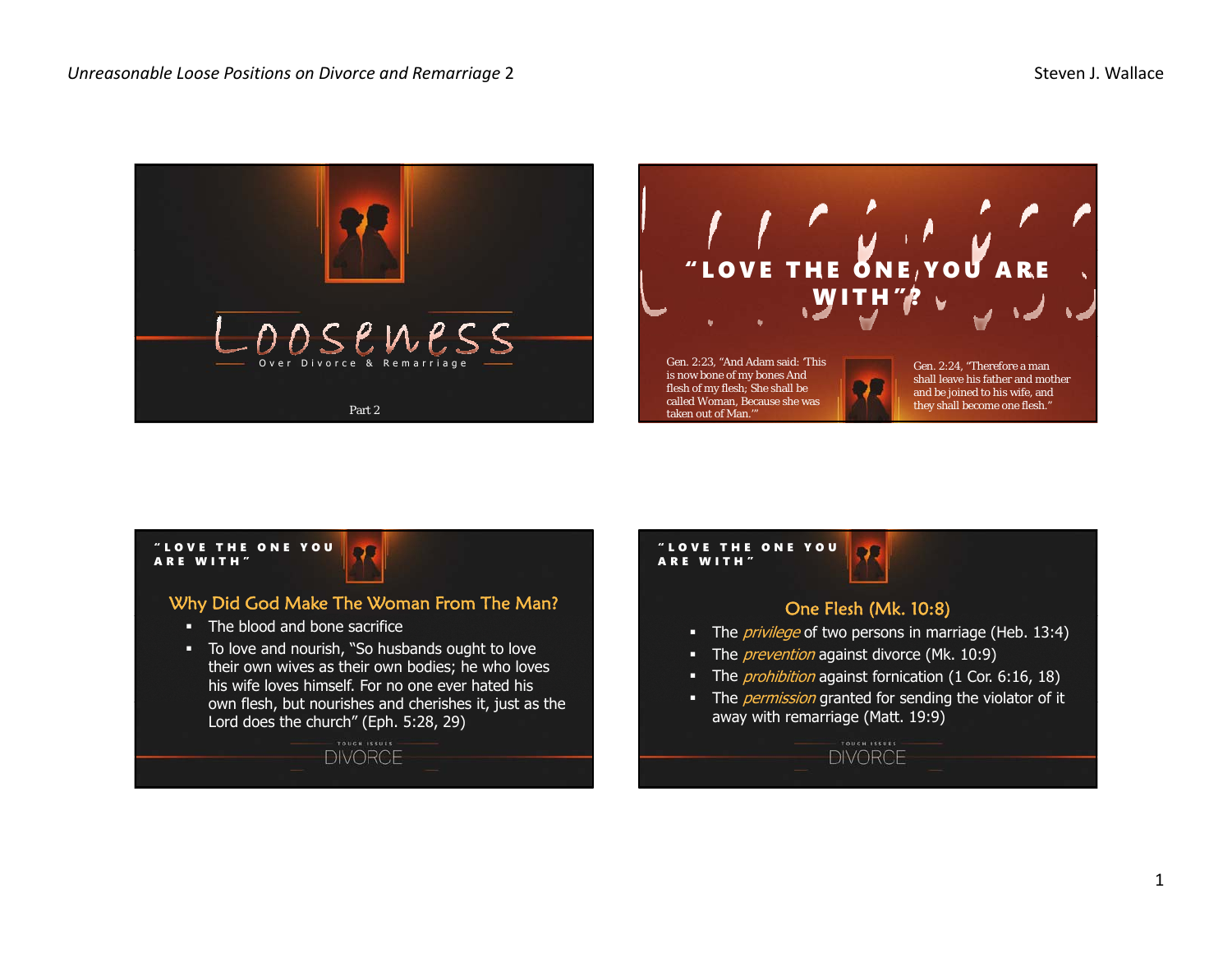# Looseness

Over Divorce & Remarriage

Part 2

---

## "Love the One You Are With"?

Gen. 2:23, "And Adam said: 'This is now bone of my bones And flesh of my flesh; She shall be called Woman, Because she was taken out of Man.'"

Gen. 2:24, "Therefore a man shall leave his father and mother and be joined to his wife, and they shall become one flesh."

---

"LOVE THE ONE YOU ARE WITH"

### Why Did God Make The Woman From The Man?

- The blood and bone sacrifice
- To love and nourish, "So husbands ought to love their own wives as their own bodies; he who loves his wife loves himself. For no one ever hated his own flesh, but nourishes and cherishes it, just as the Lord does the church" (Eph. 5:28, 29)

TOUGH ISSUES DIVORCE

---

"LOVE THE ONE YOU ARE WITH"

### One Flesh (Mk. 10:8)

- The *privilege* of two persons in marriage (Heb. 13:4)
- The *prevention* against divorce (Mk. 10:9)
- The *prohibition* against fornication (1 Cor. 6:16, 18)
- The *permission* granted for sending the violator of it away with remarriage (Matt. 19:9)

TOUGH ISSUES DIVORCE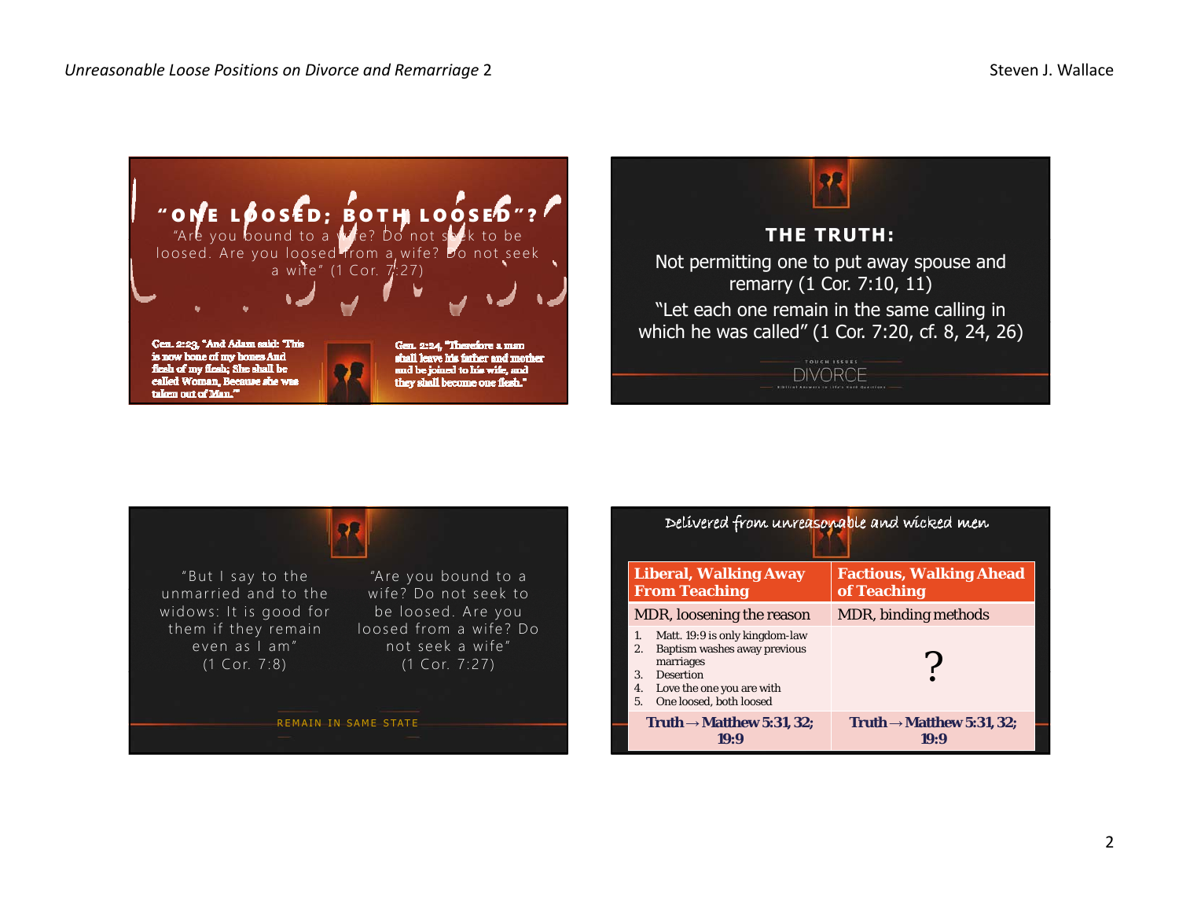## "ONE LOOSED; BOTH LOOSED"?

"Are you bound to a wife? Do not seek to be loosed. Are you loosed from a wife? Do not seek a wife" (1 Cor. 7:27)

Gen. 2:23, "And Adam said: 'This is now bone of my bones And flesh of my flesh; She shall be called Woman, Because she was taken out of Man.'"

Gen. 2:24, "Therefore a man shall leave his father and mother and be joined to his wife, and they shall become one flesh."

## THE TRUTH:

Not permitting one to put away spouse and remarry (1 Cor. 7:10, 11)

"Let each one remain in the same calling in which he was called" (1 Cor. 7:20, cf. 8, 24, 26)

"But I say to the unmarried and to the widows: It is good for them if they remain even as I am" (1 Cor. 7:8)

"Are you bound to a wife? Do not seek to be loosed. Are you loosed from a wife? Do not seek a wife" (1 Cor. 7:27)

REMAIN IN SAME STATE

## Delivered from unreasonable and wicked men

| Liberal, Walking Away From Teaching | Factious, Walking Ahead of Teaching |
|---|---|
| MDR, loosening the reason | MDR, binding methods |
| 1. Matt. 19:9 is only kingdom-law<br>2. Baptism washes away previous marriages<br>3. Desertion<br>4. Love the one you are with<br>5. One loosed, both loosed | ? |
| **Truth → Matthew 5:31, 32; 19:9** | **Truth → Matthew 5:31, 32; 19:9** |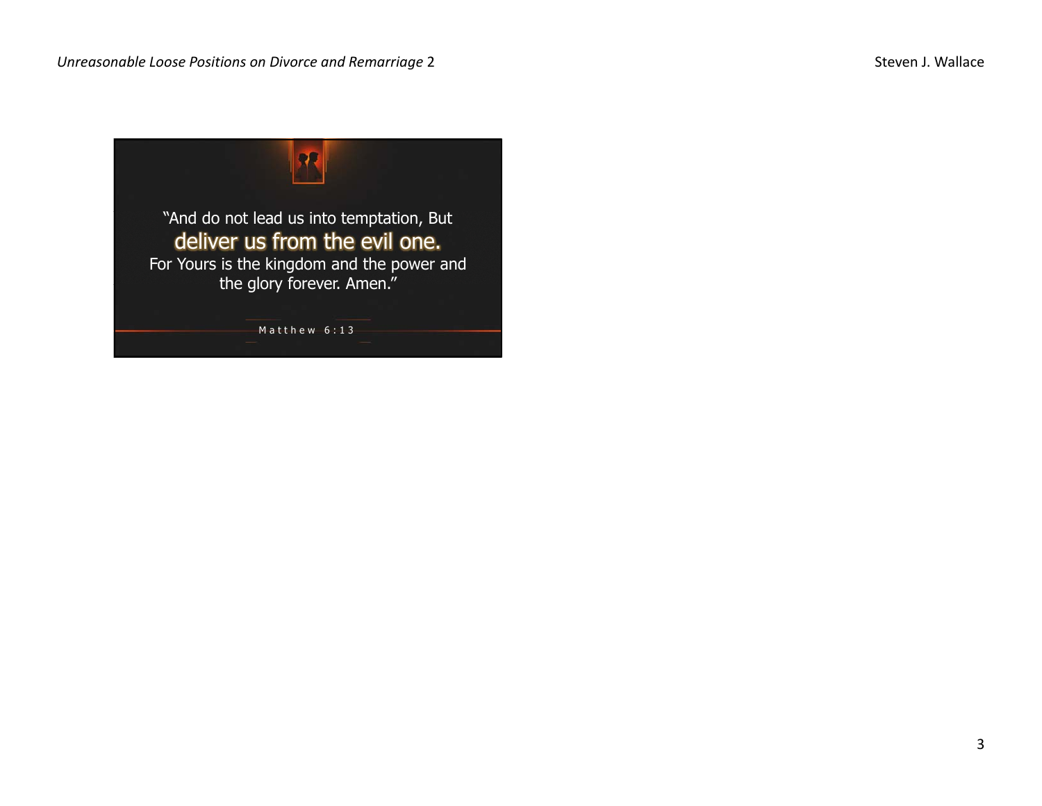"And do not lead us into temptation, But
**deliver us from the evil one.**
For Yours is the kingdom and the power and the glory forever. Amen."

Matthew 6:13